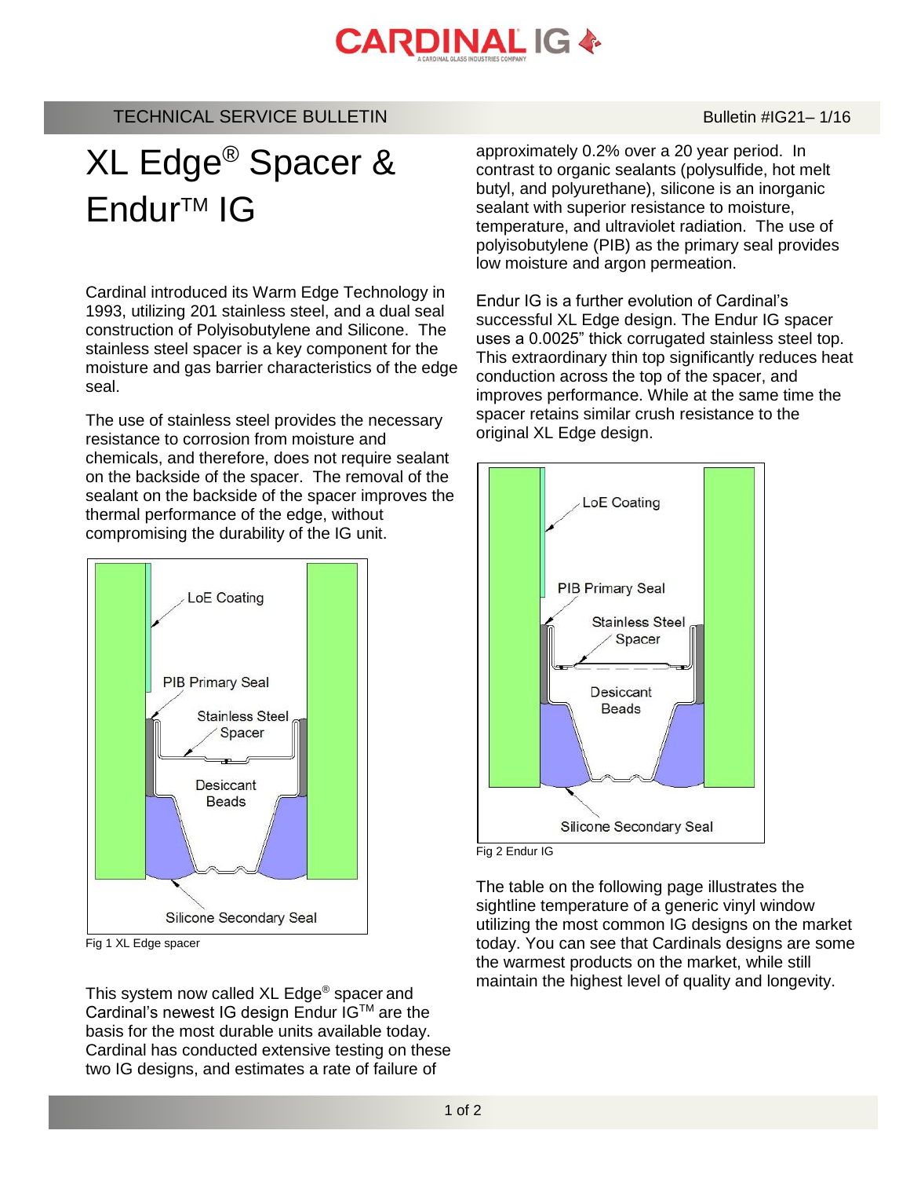TECHNICAL SERVICE BULLETIN — Bulletin #IG21– 1/16

# XL Edge® Spacer & Endur™ IG

Cardinal introduced its Warm Edge Technology in 1993, utilizing 201 stainless steel, and a dual seal construction of Polyisobutylene and Silicone. The stainless steel spacer is a key component for the moisture and gas barrier characteristics of the edge seal.

The use of stainless steel provides the necessary resistance to corrosion from moisture and chemicals, and therefore, does not require sealant on the backside of the spacer. The removal of the sealant on the backside of the spacer improves the thermal performance of the edge, without compromising the durability of the IG unit.

Fig 1 XL Edge spacer

This system now called XL Edge® spacer and Cardinal's newest IG design Endur IG™ are the basis for the most durable units available today. Cardinal has conducted extensive testing on these two IG designs, and estimates a rate of failure of approximately 0.2% over a 20 year period. In contrast to organic sealants (polysulfide, hot melt butyl, and polyurethane), silicone is an inorganic sealant with superior resistance to moisture, temperature, and ultraviolet radiation. The use of polyisobutylene (PIB) as the primary seal provides low moisture and argon permeation.

Endur IG is a further evolution of Cardinal's successful XL Edge design. The Endur IG spacer uses a 0.0025" thick corrugated stainless steel top. This extraordinary thin top significantly reduces heat conduction across the top of the spacer, and improves performance. While at the same time the spacer retains similar crush resistance to the original XL Edge design.

Fig 2 Endur IG

The table on the following page illustrates the sightline temperature of a generic vinyl window utilizing the most common IG designs on the market today. You can see that Cardinals designs are some the warmest products on the market, while still maintain the highest level of quality and longevity.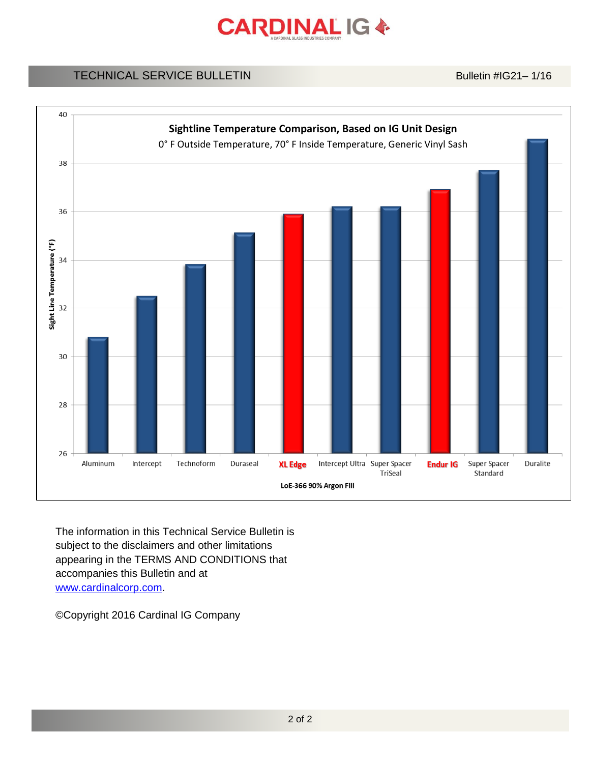TECHNICAL SERVICE BULLETIN

Bulletin #IG21– 1/16

**Sightline Temperature Comparison, Based on IG Unit Design**

0° F Outside Temperature, 70° F Inside Temperature, Generic Vinyl Sash

Sight Line Temperature (°F)

40
38
36
34
32
30
28
26

Aluminum
Intercept
Technoform
Duraseal
XL Edge
Intercept Ultra
Super Spacer TriSeal
Endur IG
Super Spacer Standard
Duralite

LoE-366 90% Argon Fill

The information in this Technical Service Bulletin is subject to the disclaimers and other limitations appearing in the TERMS AND CONDITIONS that accompanies this Bulletin and at [www.cardinalcorp.com](http://www.cardinalcorp.com).

©Copyright 2016 Cardinal IG Company